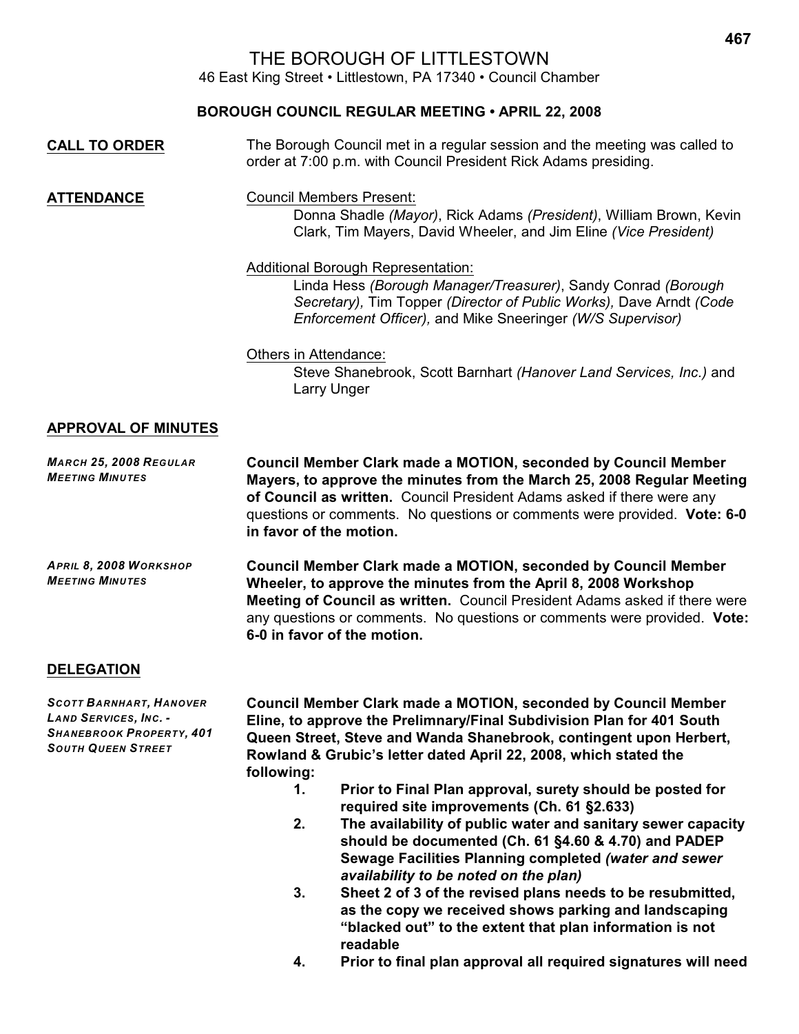# THE BOROUGH OF LITTLESTOWN

46 East King Street • Littlestown, PA 17340 • Council Chamber

## BOROUGH COUNCIL REGULAR MEETING • APRIL 22, 2008

**CALL TO ORDER**

The Borough Council met in a regular session and the meeting was called to order at 7:00 p.m. with Council President Rick Adams presiding.

**ATTENDANCE**

Council Members Present:

Donna Shadle *(Mayor)*, Rick Adams *(President)*, William Brown, Kevin Clark, Tim Mayers, David Wheeler, and Jim Eline *(Vice President)*

Additional Borough Representation:

Linda Hess *(Borough Manager/Treasurer)*, Sandy Conrad *(Borough Secretary),* Tim Topper *(Director of Public Works),* Dave Arndt *(Code Enforcement Officer),* and Mike Sneeringer *(W/S Supervisor)*

Others in Attendance:

Steve Shanebrook, Scott Barnhart *(Hanover Land Services, Inc.)* and Larry Unger

**APPROVAL OF MINUTES**

*MARCH 25, 2008 REGULAR MEETING MINUTES*

**Council Member Clark made a MOTION, seconded by Council Member Mayers, to approve the minutes from the March 25, 2008 Regular Meeting of Council as written.** Council President Adams asked if there were any questions or comments. No questions or comments were provided. **Vote: 6-0 in favor of the motion.**

*APRIL 8, 2008 WORKSHOP MEETING MINUTES*

**Council Member Clark made a MOTION, seconded by Council Member Wheeler, to approve the minutes from the April 8, 2008 Workshop Meeting of Council as written.** Council President Adams asked if there were any questions or comments. No questions or comments were provided. **Vote: 6-0 in favor of the motion.**

**DELEGATION**

*SCOTT BARNHART, HANOVER LAND SERVICES, INC. - SHANEBROOK PROPERTY, 401 SOUTH QUEEN STREET*

**Council Member Clark made a MOTION, seconded by Council Member Eline, to approve the Prelimnary/Final Subdivision Plan for 401 South Queen Street, Steve and Wanda Shanebrook, contingent upon Herbert, Rowland & Grubic's letter dated April 22, 2008, which stated the following:**

1. **Prior to Final Plan approval, surety should be posted for required site improvements (Ch. 61 §2.633)**
2. **The availability of public water and sanitary sewer capacity should be documented (Ch. 61 §4.60 & 4.70) and PADEP Sewage Facilities Planning completed *(water and sewer availability to be noted on the plan)***
3. **Sheet 2 of 3 of the revised plans needs to be resubmitted, as the copy we received shows parking and landscaping "blacked out" to the extent that plan information is not readable**
4. **Prior to final plan approval all required signatures will need**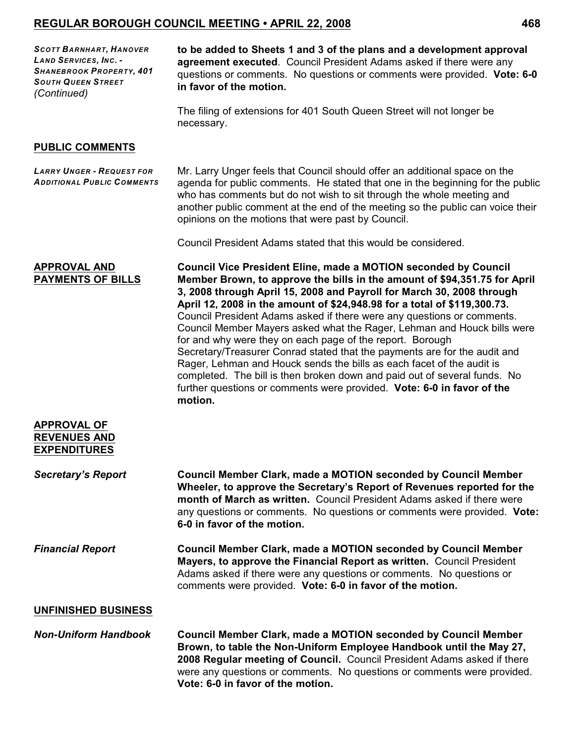*SCOTT BARNHART, HANOVER LAND SERVICES, INC. - SHANEBROOK PROPERTY, 401 SOUTH QUEEN STREET (Continued)*

**to be added to Sheets 1 and 3 of the plans and a development approval agreement executed**. Council President Adams asked if there were any questions or comments. No questions or comments were provided. **Vote: 6-0 in favor of the motion.**

The filing of extensions for 401 South Queen Street will not longer be necessary.

## PUBLIC COMMENTS

*LARRY UNGER - REQUEST FOR ADDITIONAL PUBLIC COMMENTS*

Mr. Larry Unger feels that Council should offer an additional space on the agenda for public comments. He stated that one in the beginning for the public who has comments but do not wish to sit through the whole meeting and another public comment at the end of the meeting so the public can voice their opinions on the motions that were past by Council.

Council President Adams stated that this would be considered.

## APPROVAL AND PAYMENTS OF BILLS

**Council Vice President Eline, made a MOTION seconded by Council Member Brown, to approve the bills in the amount of $94,351.75 for April 3, 2008 through April 15, 2008 and Payroll for March 30, 2008 through April 12, 2008 in the amount of $24,948.98 for a total of $119,300.73.** Council President Adams asked if there were any questions or comments. Council Member Mayers asked what the Rager, Lehman and Houck bills were for and why were they on each page of the report. Borough Secretary/Treasurer Conrad stated that the payments are for the audit and Rager, Lehman and Houck sends the bills as each facet of the audit is completed. The bill is then broken down and paid out of several funds. No further questions or comments were provided. **Vote: 6-0 in favor of the motion.**

## APPROVAL OF REVENUES AND EXPENDITURES

***Secretary's Report***

**Council Member Clark, made a MOTION seconded by Council Member Wheeler, to approve the Secretary's Report of Revenues reported for the month of March as written.** Council President Adams asked if there were any questions or comments. No questions or comments were provided. **Vote: 6-0 in favor of the motion.**

***Financial Report***

**Council Member Clark, made a MOTION seconded by Council Member Mayers, to approve the Financial Report as written.** Council President Adams asked if there were any questions or comments. No questions or comments were provided. **Vote: 6-0 in favor of the motion.**

## UNFINISHED BUSINESS

***Non-Uniform Handbook***

**Council Member Clark, made a MOTION seconded by Council Member Brown, to table the Non-Uniform Employee Handbook until the May 27, 2008 Regular meeting of Council.** Council President Adams asked if there were any questions or comments. No questions or comments were provided. **Vote: 6-0 in favor of the motion.**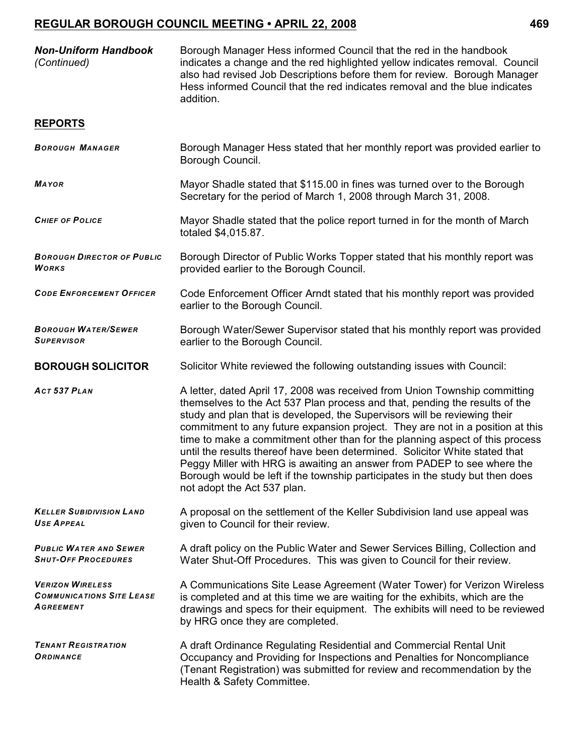***Non-Uniform Handbook*** *(Continued)*

Borough Manager Hess informed Council that the red in the handbook indicates a change and the red highlighted yellow indicates removal. Council also had revised Job Descriptions before them for review. Borough Manager Hess informed Council that the red indicates removal and the blue indicates addition.

## REPORTS

***BOROUGH MANAGER***

Borough Manager Hess stated that her monthly report was provided earlier to Borough Council.

***MAYOR***

Mayor Shadle stated that $115.00 in fines was turned over to the Borough Secretary for the period of March 1, 2008 through March 31, 2008.

***CHIEF OF POLICE***

Mayor Shadle stated that the police report turned in for the month of March totaled $4,015.87.

***BOROUGH DIRECTOR OF PUBLIC WORKS***

Borough Director of Public Works Topper stated that his monthly report was provided earlier to the Borough Council.

***CODE ENFORCEMENT OFFICER***

Code Enforcement Officer Arndt stated that his monthly report was provided earlier to the Borough Council.

***BOROUGH WATER/SEWER SUPERVISOR***

Borough Water/Sewer Supervisor stated that his monthly report was provided earlier to the Borough Council.

**BOROUGH SOLICITOR**

Solicitor White reviewed the following outstanding issues with Council:

***ACT 537 PLAN***

A letter, dated April 17, 2008 was received from Union Township committing themselves to the Act 537 Plan process and that, pending the results of the study and plan that is developed, the Supervisors will be reviewing their commitment to any future expansion project. They are not in a position at this time to make a commitment other than for the planning aspect of this process until the results thereof have been determined. Solicitor White stated that Peggy Miller with HRG is awaiting an answer from PADEP to see where the Borough would be left if the township participates in the study but then does not adopt the Act 537 plan.

***KELLER SUBIDIVISION LAND USE APPEAL***

A proposal on the settlement of the Keller Subdivision land use appeal was given to Council for their review.

***PUBLIC WATER AND SEWER SHUT-OFF PROCEDURES***

A draft policy on the Public Water and Sewer Services Billing, Collection and Water Shut-Off Procedures. This was given to Council for their review.

***VERIZON WIRELESS COMMUNICATIONS SITE LEASE AGREEMENT***

A Communications Site Lease Agreement (Water Tower) for Verizon Wireless is completed and at this time we are waiting for the exhibits, which are the drawings and specs for their equipment. The exhibits will need to be reviewed by HRG once they are completed.

***TENANT REGISTRATION ORDINANCE***

A draft Ordinance Regulating Residential and Commercial Rental Unit Occupancy and Providing for Inspections and Penalties for Noncompliance (Tenant Registration) was submitted for review and recommendation by the Health & Safety Committee.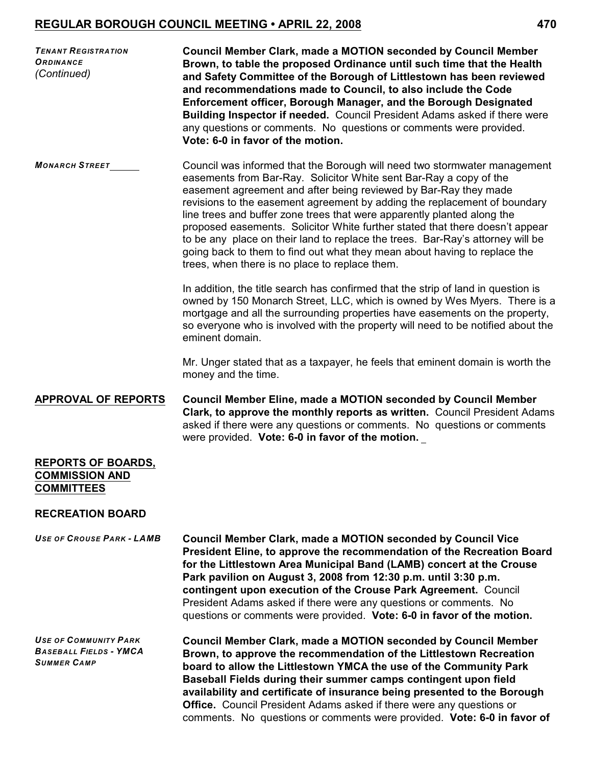*TENANT REGISTRATION ORDINANCE (Continued)*

**Council Member Clark, made a MOTION seconded by Council Member Brown, to table the proposed Ordinance until such time that the Health and Safety Committee of the Borough of Littlestown has been reviewed and recommendations made to Council, to also include the Code Enforcement officer, Borough Manager, and the Borough Designated Building Inspector if needed.** Council President Adams asked if there were any questions or comments. No questions or comments were provided. **Vote: 6-0 in favor of the motion.**

*MONARCH STREET*

Council was informed that the Borough will need two stormwater management easements from Bar-Ray. Solicitor White sent Bar-Ray a copy of the easement agreement and after being reviewed by Bar-Ray they made revisions to the easement agreement by adding the replacement of boundary line trees and buffer zone trees that were apparently planted along the proposed easements. Solicitor White further stated that there doesn't appear to be any place on their land to replace the trees. Bar-Ray's attorney will be going back to them to find out what they mean about having to replace the trees, when there is no place to replace them.

In addition, the title search has confirmed that the strip of land in question is owned by 150 Monarch Street, LLC, which is owned by Wes Myers. There is a mortgage and all the surrounding properties have easements on the property, so everyone who is involved with the property will need to be notified about the eminent domain.

Mr. Unger stated that as a taxpayer, he feels that eminent domain is worth the money and the time.

## APPROVAL OF REPORTS

**Council Member Eline, made a MOTION seconded by Council Member Clark, to approve the monthly reports as written.** Council President Adams asked if there were any questions or comments. No questions or comments were provided. **Vote: 6-0 in favor of the motion.**

## REPORTS OF BOARDS, COMMISSION AND COMMITTEES

### RECREATION BOARD

*USE OF CROUSE PARK - LAMB*

**Council Member Clark, made a MOTION seconded by Council Vice President Eline, to approve the recommendation of the Recreation Board for the Littlestown Area Municipal Band (LAMB) concert at the Crouse Park pavilion on August 3, 2008 from 12:30 p.m. until 3:30 p.m. contingent upon execution of the Crouse Park Agreement.** Council President Adams asked if there were any questions or comments. No questions or comments were provided. **Vote: 6-0 in favor of the motion.**

*USE OF COMMUNITY PARK BASEBALL FIELDS - YMCA SUMMER CAMP*

**Council Member Clark, made a MOTION seconded by Council Member Brown, to approve the recommendation of the Littlestown Recreation board to allow the Littlestown YMCA the use of the Community Park Baseball Fields during their summer camps contingent upon field availability and certificate of insurance being presented to the Borough Office.** Council President Adams asked if there were any questions or comments. No questions or comments were provided. **Vote: 6-0 in favor of**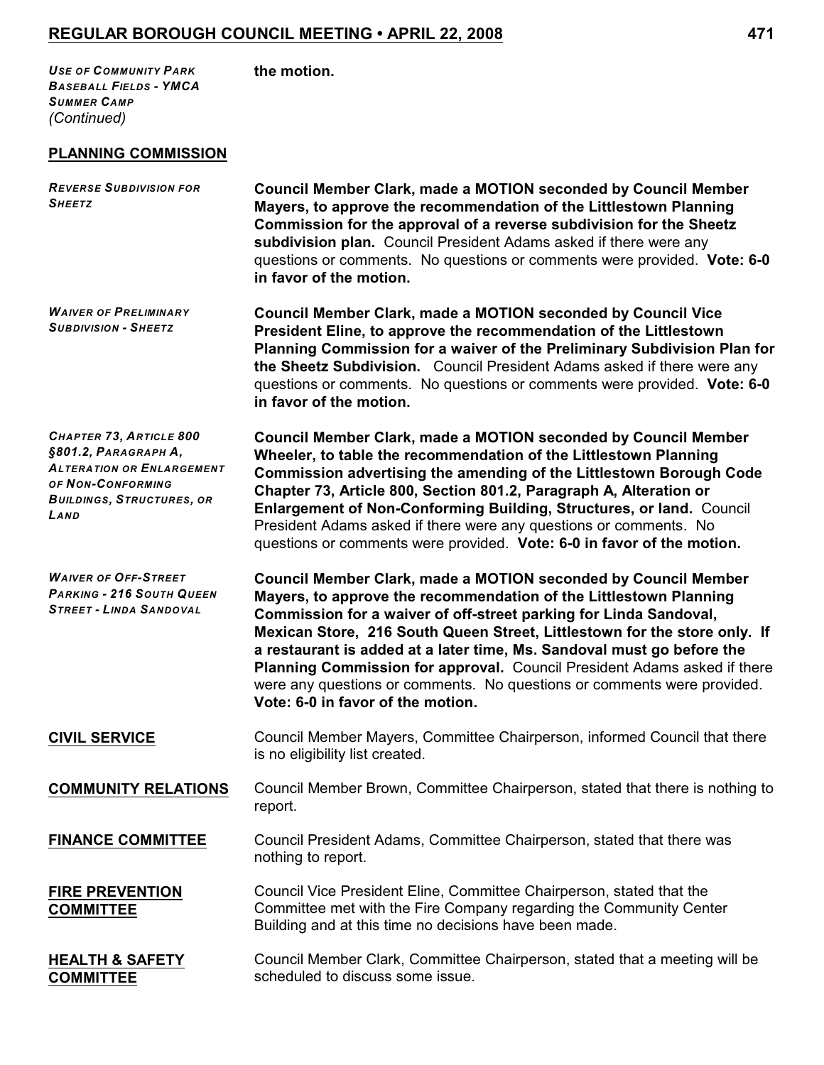*USE OF COMMUNITY PARK BASEBALL FIELDS - YMCA SUMMER CAMP (Continued)*

**the motion.**

## PLANNING COMMISSION

*REVERSE SUBDIVISION FOR SHEETZ*

**Council Member Clark, made a MOTION seconded by Council Member Mayers, to approve the recommendation of the Littlestown Planning Commission for the approval of a reverse subdivision for the Sheetz subdivision plan.** Council President Adams asked if there were any questions or comments. No questions or comments were provided. **Vote: 6-0 in favor of the motion.**

*WAIVER OF PRELIMINARY SUBDIVISION - SHEETZ*

**Council Member Clark, made a MOTION seconded by Council Vice President Eline, to approve the recommendation of the Littlestown Planning Commission for a waiver of the Preliminary Subdivision Plan for the Sheetz Subdivision.** Council President Adams asked if there were any questions or comments. No questions or comments were provided. **Vote: 6-0 in favor of the motion.**

*CHAPTER 73, ARTICLE 800 §801.2, PARAGRAPH A, ALTERATION OR ENLARGEMENT OF NON-CONFORMING BUILDINGS, STRUCTURES, OR LAND*

**Council Member Clark, made a MOTION seconded by Council Member Wheeler, to table the recommendation of the Littlestown Planning Commission advertising the amending of the Littlestown Borough Code Chapter 73, Article 800, Section 801.2, Paragraph A, Alteration or Enlargement of Non-Conforming Building, Structures, or land.** Council President Adams asked if there were any questions or comments. No questions or comments were provided. **Vote: 6-0 in favor of the motion.**

*WAIVER OF OFF-STREET PARKING - 216 SOUTH QUEEN STREET - LINDA SANDOVAL*

**Council Member Clark, made a MOTION seconded by Council Member Mayers, to approve the recommendation of the Littlestown Planning Commission for a waiver of off-street parking for Linda Sandoval, Mexican Store, 216 South Queen Street, Littlestown for the store only. If a restaurant is added at a later time, Ms. Sandoval must go before the Planning Commission for approval.** Council President Adams asked if there were any questions or comments. No questions or comments were provided. **Vote: 6-0 in favor of the motion.**

## CIVIL SERVICE

Council Member Mayers, Committee Chairperson, informed Council that there is no eligibility list created.

## COMMUNITY RELATIONS

Council Member Brown, Committee Chairperson, stated that there is nothing to report.

## FINANCE COMMITTEE

Council President Adams, Committee Chairperson, stated that there was nothing to report.

## FIRE PREVENTION COMMITTEE

Council Vice President Eline, Committee Chairperson, stated that the Committee met with the Fire Company regarding the Community Center Building and at this time no decisions have been made.

## HEALTH & SAFETY COMMITTEE

Council Member Clark, Committee Chairperson, stated that a meeting will be scheduled to discuss some issue.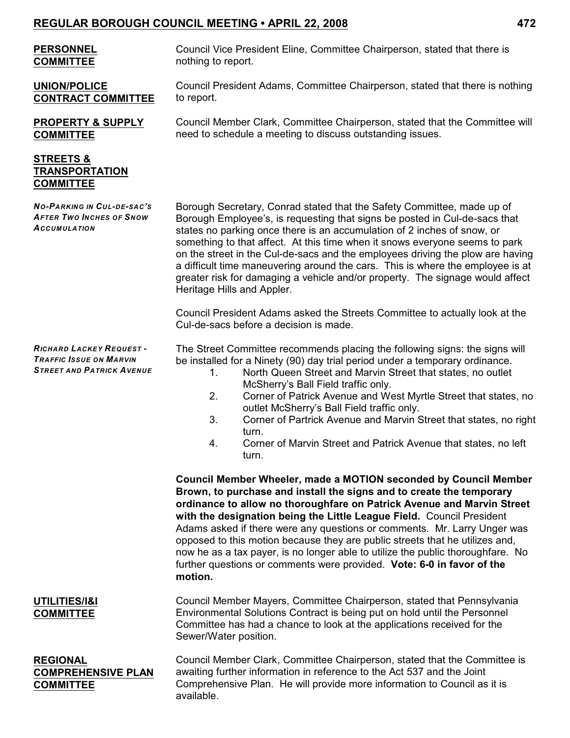**PERSONNEL COMMITTEE**

Council Vice President Eline, Committee Chairperson, stated that there is nothing to report.

**UNION/POLICE CONTRACT COMMITTEE**

Council President Adams, Committee Chairperson, stated that there is nothing to report.

**PROPERTY & SUPPLY COMMITTEE**

Council Member Clark, Committee Chairperson, stated that the Committee will need to schedule a meeting to discuss outstanding issues.

**STREETS & TRANSPORTATION COMMITTEE**

***NO-PARKING IN CUL-DE-SAC'S AFTER TWO INCHES OF SNOW ACCUMULATION***

Borough Secretary, Conrad stated that the Safety Committee, made up of Borough Employee's, is requesting that signs be posted in Cul-de-sacs that states no parking once there is an accumulation of 2 inches of snow, or something to that affect. At this time when it snows everyone seems to park on the street in the Cul-de-sacs and the employees driving the plow are having a difficult time maneuvering around the cars. This is where the employee is at greater risk for damaging a vehicle and/or property. The signage would affect Heritage Hills and Appler.

Council President Adams asked the Streets Committee to actually look at the Cul-de-sacs before a decision is made.

***RICHARD LACKEY REQUEST - TRAFFIC ISSUE ON MARVIN STREET AND PATRICK AVENUE***

The Street Committee recommends placing the following signs: the signs will be installed for a Ninety (90) day trial period under a temporary ordinance.

1. North Queen Street and Marvin Street that states, no outlet McSherry's Ball Field traffic only.
2. Corner of Patrick Avenue and West Myrtle Street that states, no outlet McSherry's Ball Field traffic only.
3. Corner of Partrick Avenue and Marvin Street that states, no right turn.
4. Corner of Marvin Street and Patrick Avenue that states, no left turn.

**Council Member Wheeler, made a MOTION seconded by Council Member Brown, to purchase and install the signs and to create the temporary ordinance to allow no thoroughfare on Patrick Avenue and Marvin Street with the designation being the Little League Field.** Council President Adams asked if there were any questions or comments. Mr. Larry Unger was opposed to this motion because they are public streets that he utilizes and, now he as a tax payer, is no longer able to utilize the public thoroughfare. No further questions or comments were provided. **Vote: 6-0 in favor of the motion.**

**UTILITIES/I&I COMMITTEE**

Council Member Mayers, Committee Chairperson, stated that Pennsylvania Environmental Solutions Contract is being put on hold until the Personnel Committee has had a chance to look at the applications received for the Sewer/Water position.

**REGIONAL COMPREHENSIVE PLAN COMMITTEE**

Council Member Clark, Committee Chairperson, stated that the Committee is awaiting further information in reference to the Act 537 and the Joint Comprehensive Plan. He will provide more information to Council as it is available.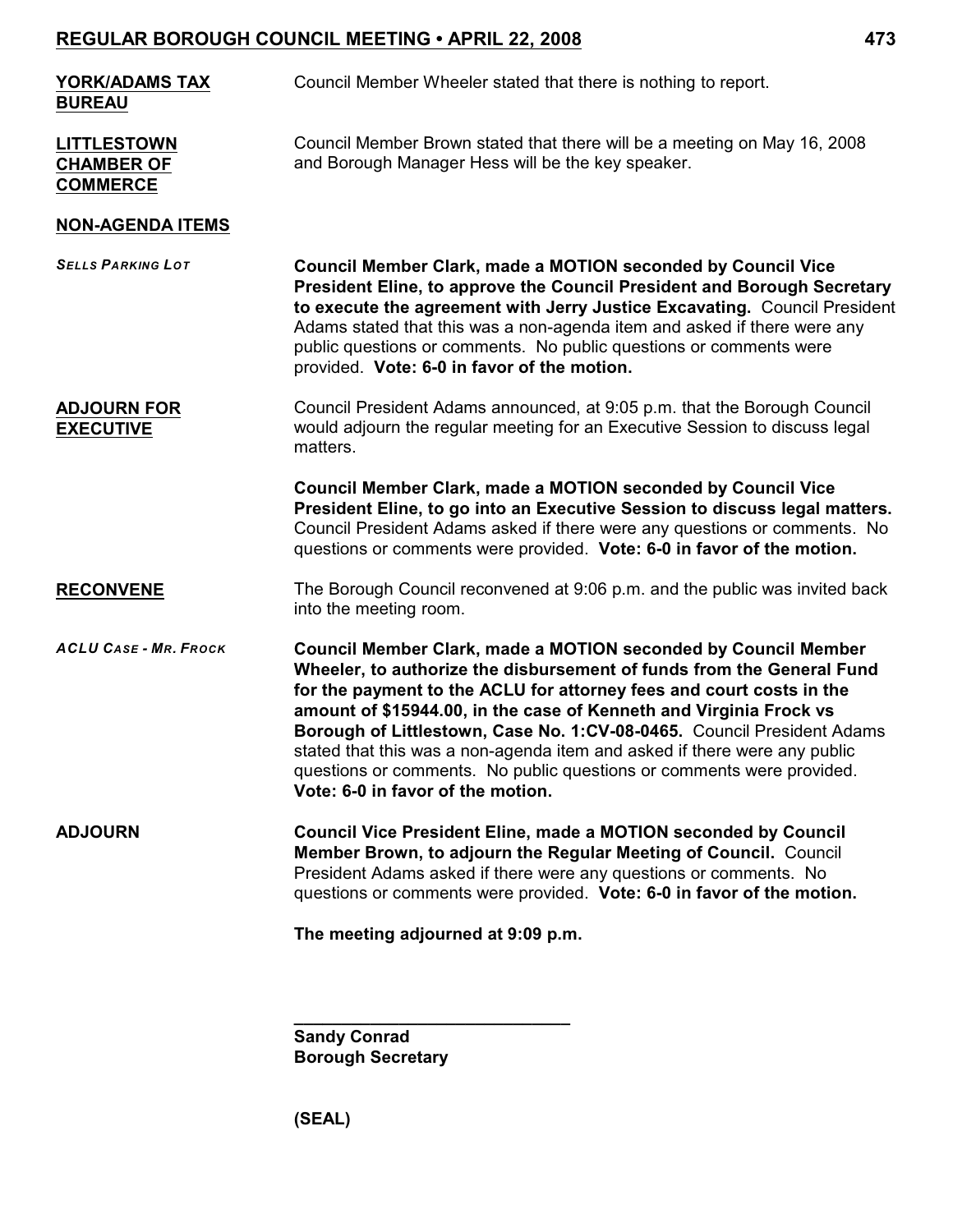**YORK/ADAMS TAX BUREAU**

Council Member Wheeler stated that there is nothing to report.

**LITTLESTOWN CHAMBER OF COMMERCE**

Council Member Brown stated that there will be a meeting on May 16, 2008 and Borough Manager Hess will be the key speaker.

## NON-AGENDA ITEMS

***SELLS PARKING LOT***

**Council Member Clark, made a MOTION seconded by Council Vice President Eline, to approve the Council President and Borough Secretary to execute the agreement with Jerry Justice Excavating.** Council President Adams stated that this was a non-agenda item and asked if there were any public questions or comments. No public questions or comments were provided. **Vote: 6-0 in favor of the motion.**

**ADJOURN FOR EXECUTIVE**

Council President Adams announced, at 9:05 p.m. that the Borough Council would adjourn the regular meeting for an Executive Session to discuss legal matters.

**Council Member Clark, made a MOTION seconded by Council Vice President Eline, to go into an Executive Session to discuss legal matters.** Council President Adams asked if there were any questions or comments. No questions or comments were provided. **Vote: 6-0 in favor of the motion.**

**RECONVENE**

The Borough Council reconvened at 9:06 p.m. and the public was invited back into the meeting room.

***ACLU CASE - MR. FROCK***

**Council Member Clark, made a MOTION seconded by Council Member Wheeler, to authorize the disbursement of funds from the General Fund for the payment to the ACLU for attorney fees and court costs in the amount of $15944.00, in the case of Kenneth and Virginia Frock vs Borough of Littlestown, Case No. 1:CV-08-0465.** Council President Adams stated that this was a non-agenda item and asked if there were any public questions or comments. No public questions or comments were provided. **Vote: 6-0 in favor of the motion.**

**ADJOURN**

**Council Vice President Eline, made a MOTION seconded by Council Member Brown, to adjourn the Regular Meeting of Council.** Council President Adams asked if there were any questions or comments. No questions or comments were provided. **Vote: 6-0 in favor of the motion.**

**The meeting adjourned at 9:09 p.m.**

______________________________

**Sandy Conrad**
**Borough Secretary**

**(SEAL)**